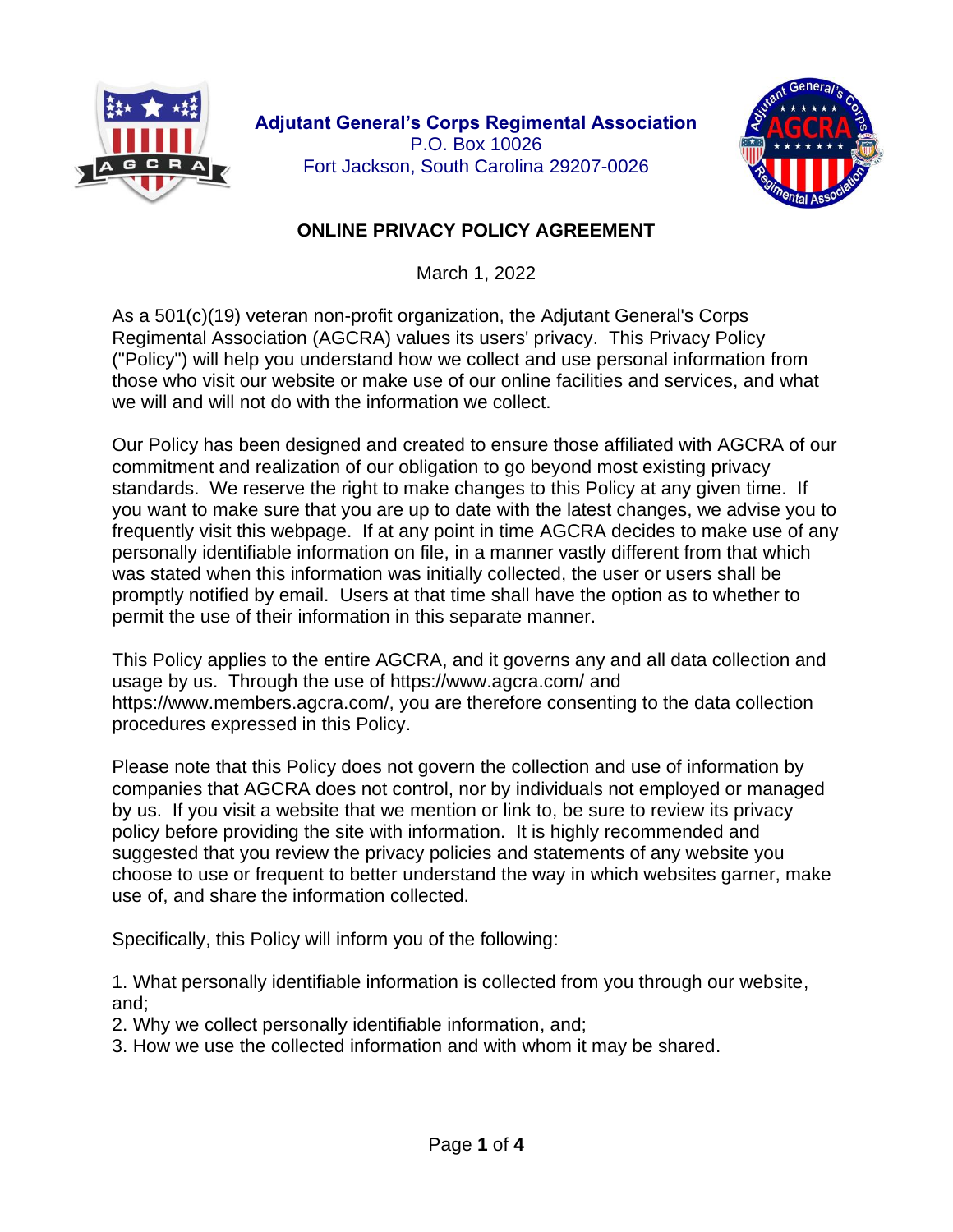**Adjutant General's Corps Regimental Association**
P.O. Box 10026
Fort Jackson, South Carolina 29207-0026

# ONLINE PRIVACY POLICY AGREEMENT

March 1, 2022

As a 501(c)(19) veteran non-profit organization, the Adjutant General's Corps Regimental Association (AGCRA) values its users' privacy. This Privacy Policy ("Policy") will help you understand how we collect and use personal information from those who visit our website or make use of our online facilities and services, and what we will and will not do with the information we collect.

Our Policy has been designed and created to ensure those affiliated with AGCRA of our commitment and realization of our obligation to go beyond most existing privacy standards. We reserve the right to make changes to this Policy at any given time. If you want to make sure that you are up to date with the latest changes, we advise you to frequently visit this webpage. If at any point in time AGCRA decides to make use of any personally identifiable information on file, in a manner vastly different from that which was stated when this information was initially collected, the user or users shall be promptly notified by email. Users at that time shall have the option as to whether to permit the use of their information in this separate manner.

This Policy applies to the entire AGCRA, and it governs any and all data collection and usage by us. Through the use of https://www.agcra.com/ and https://www.members.agcra.com/, you are therefore consenting to the data collection procedures expressed in this Policy.

Please note that this Policy does not govern the collection and use of information by companies that AGCRA does not control, nor by individuals not employed or managed by us. If you visit a website that we mention or link to, be sure to review its privacy policy before providing the site with information. It is highly recommended and suggested that you review the privacy policies and statements of any website you choose to use or frequent to better understand the way in which websites garner, make use of, and share the information collected.

Specifically, this Policy will inform you of the following:

1. What personally identifiable information is collected from you through our website, and;
2. Why we collect personally identifiable information, and;
3. How we use the collected information and with whom it may be shared.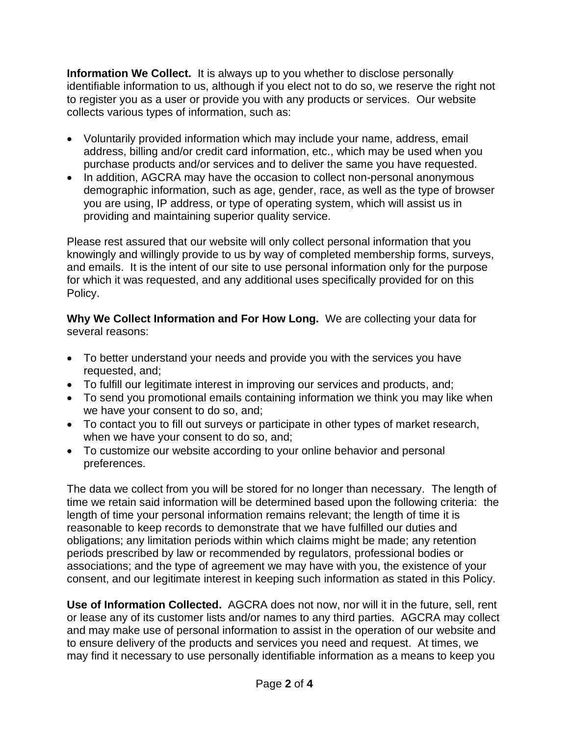**Information We Collect.** It is always up to you whether to disclose personally identifiable information to us, although if you elect not to do so, we reserve the right not to register you as a user or provide you with any products or services. Our website collects various types of information, such as:

- Voluntarily provided information which may include your name, address, email address, billing and/or credit card information, etc., which may be used when you purchase products and/or services and to deliver the same you have requested.
- In addition, AGCRA may have the occasion to collect non-personal anonymous demographic information, such as age, gender, race, as well as the type of browser you are using, IP address, or type of operating system, which will assist us in providing and maintaining superior quality service.

Please rest assured that our website will only collect personal information that you knowingly and willingly provide to us by way of completed membership forms, surveys, and emails. It is the intent of our site to use personal information only for the purpose for which it was requested, and any additional uses specifically provided for on this Policy.

**Why We Collect Information and For How Long.** We are collecting your data for several reasons:

- To better understand your needs and provide you with the services you have requested, and;
- To fulfill our legitimate interest in improving our services and products, and;
- To send you promotional emails containing information we think you may like when we have your consent to do so, and;
- To contact you to fill out surveys or participate in other types of market research, when we have your consent to do so, and;
- To customize our website according to your online behavior and personal preferences.

The data we collect from you will be stored for no longer than necessary. The length of time we retain said information will be determined based upon the following criteria: the length of time your personal information remains relevant; the length of time it is reasonable to keep records to demonstrate that we have fulfilled our duties and obligations; any limitation periods within which claims might be made; any retention periods prescribed by law or recommended by regulators, professional bodies or associations; and the type of agreement we may have with you, the existence of your consent, and our legitimate interest in keeping such information as stated in this Policy.

**Use of Information Collected.** AGCRA does not now, nor will it in the future, sell, rent or lease any of its customer lists and/or names to any third parties. AGCRA may collect and may make use of personal information to assist in the operation of our website and to ensure delivery of the products and services you need and request. At times, we may find it necessary to use personally identifiable information as a means to keep you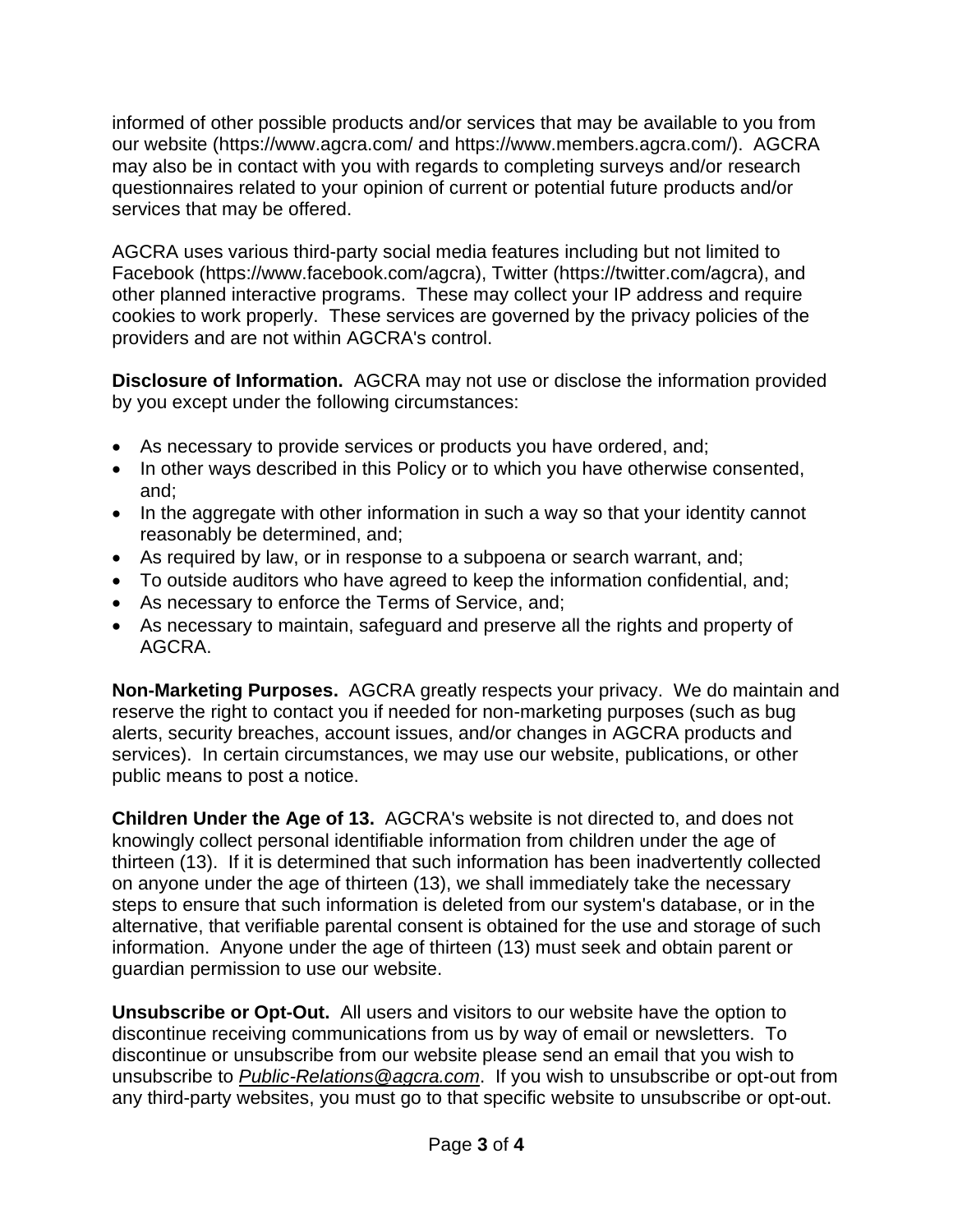informed of other possible products and/or services that may be available to you from our website (https://www.agcra.com/ and https://www.members.agcra.com/). AGCRA may also be in contact with you with regards to completing surveys and/or research questionnaires related to your opinion of current or potential future products and/or services that may be offered.

AGCRA uses various third-party social media features including but not limited to Facebook (https://www.facebook.com/agcra), Twitter (https://twitter.com/agcra), and other planned interactive programs. These may collect your IP address and require cookies to work properly. These services are governed by the privacy policies of the providers and are not within AGCRA's control.

**Disclosure of Information.** AGCRA may not use or disclose the information provided by you except under the following circumstances:

- As necessary to provide services or products you have ordered, and;
- In other ways described in this Policy or to which you have otherwise consented, and;
- In the aggregate with other information in such a way so that your identity cannot reasonably be determined, and;
- As required by law, or in response to a subpoena or search warrant, and;
- To outside auditors who have agreed to keep the information confidential, and;
- As necessary to enforce the Terms of Service, and;
- As necessary to maintain, safeguard and preserve all the rights and property of AGCRA.

**Non-Marketing Purposes.** AGCRA greatly respects your privacy. We do maintain and reserve the right to contact you if needed for non-marketing purposes (such as bug alerts, security breaches, account issues, and/or changes in AGCRA products and services). In certain circumstances, we may use our website, publications, or other public means to post a notice.

**Children Under the Age of 13.** AGCRA's website is not directed to, and does not knowingly collect personal identifiable information from children under the age of thirteen (13). If it is determined that such information has been inadvertently collected on anyone under the age of thirteen (13), we shall immediately take the necessary steps to ensure that such information is deleted from our system's database, or in the alternative, that verifiable parental consent is obtained for the use and storage of such information. Anyone under the age of thirteen (13) must seek and obtain parent or guardian permission to use our website.

**Unsubscribe or Opt-Out.** All users and visitors to our website have the option to discontinue receiving communications from us by way of email or newsletters. To discontinue or unsubscribe from our website please send an email that you wish to unsubscribe to *Public-Relations@agcra.com*. If you wish to unsubscribe or opt-out from any third-party websites, you must go to that specific website to unsubscribe or opt-out.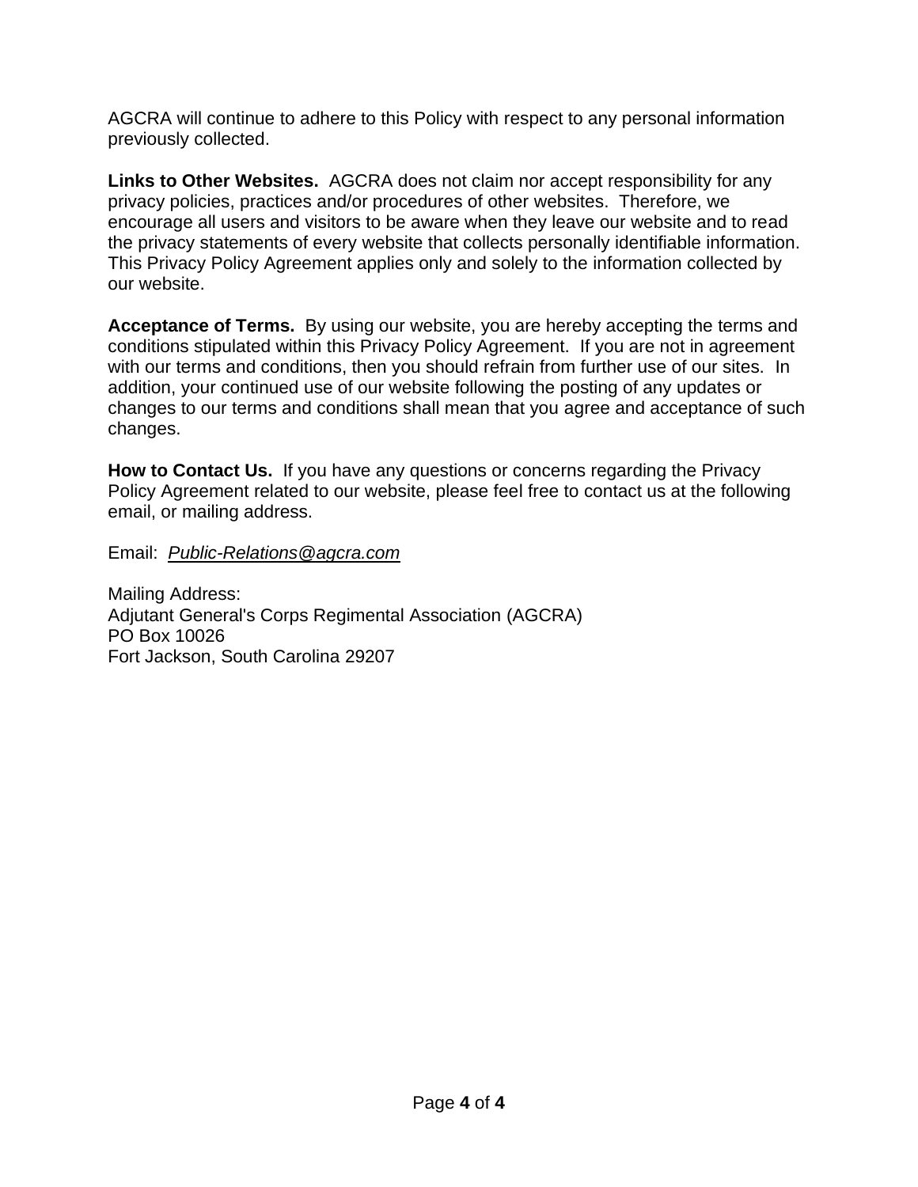AGCRA will continue to adhere to this Policy with respect to any personal information previously collected.

**Links to Other Websites.** AGCRA does not claim nor accept responsibility for any privacy policies, practices and/or procedures of other websites. Therefore, we encourage all users and visitors to be aware when they leave our website and to read the privacy statements of every website that collects personally identifiable information. This Privacy Policy Agreement applies only and solely to the information collected by our website.

**Acceptance of Terms.** By using our website, you are hereby accepting the terms and conditions stipulated within this Privacy Policy Agreement. If you are not in agreement with our terms and conditions, then you should refrain from further use of our sites. In addition, your continued use of our website following the posting of any updates or changes to our terms and conditions shall mean that you agree and acceptance of such changes.

**How to Contact Us.** If you have any questions or concerns regarding the Privacy Policy Agreement related to our website, please feel free to contact us at the following email, or mailing address.

Email: *Public-Relations@agcra.com*

Mailing Address:
Adjutant General's Corps Regimental Association (AGCRA)
PO Box 10026
Fort Jackson, South Carolina 29207